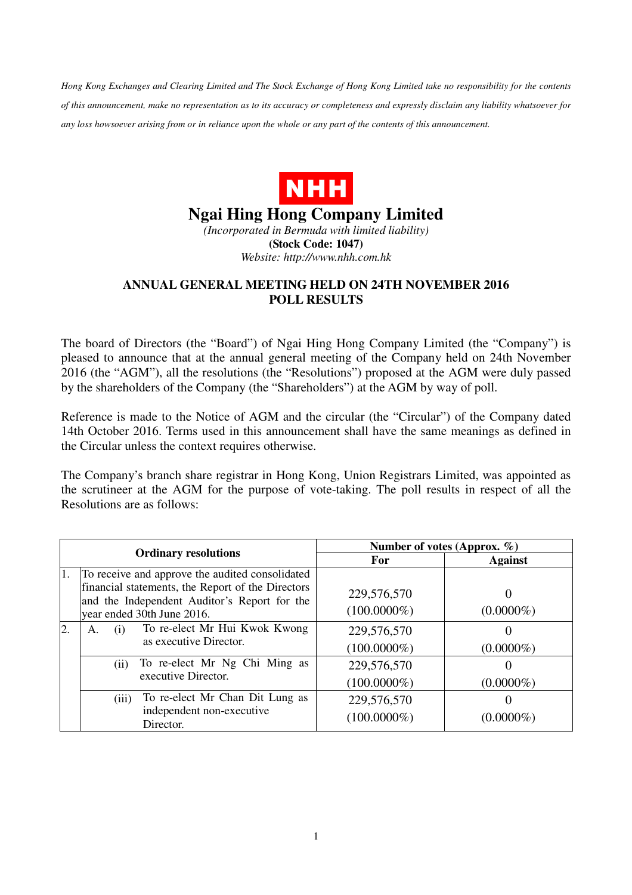*Hong Kong Exchanges and Clearing Limited and The Stock Exchange of Hong Kong Limited take no responsibility for the contents of this announcement, make no representation as to its accuracy or completeness and expressly disclaim any liability whatsoever for any loss howsoever arising from or in reliance upon the whole or any part of the contents of this announcement.*

**NHH**

# Ngai Hing Hong Company Limited

*(Incorporated in Bermuda with limited liability)*

**(Stock Code: 1047)**

*Website: http://www.nhh.com.hk*

## ANNUAL GENERAL MEETING HELD ON 24TH NOVEMBER 2016 POLL RESULTS

The board of Directors (the "Board") of Ngai Hing Hong Company Limited (the "Company") is pleased to announce that at the annual general meeting of the Company held on 24th November 2016 (the "AGM"), all the resolutions (the "Resolutions") proposed at the AGM were duly passed by the shareholders of the Company (the "Shareholders") at the AGM by way of poll.

Reference is made to the Notice of AGM and the circular (the "Circular") of the Company dated 14th October 2016. Terms used in this announcement shall have the same meanings as defined in the Circular unless the context requires otherwise.

The Company's branch share registrar in Hong Kong, Union Registrars Limited, was appointed as the scrutineer at the AGM for the purpose of vote-taking. The poll results in respect of all the Resolutions are as follows:

| Ordinary resolutions | | Number of votes (Approx. %) | |
|---|---|---|---|
| | | For | Against |
| 1. | To receive and approve the audited consolidated financial statements, the Report of the Directors and the Independent Auditor's Report for the year ended 30th June 2016. | 229,576,570 (100.0000%) | 0 (0.0000%) |
| 2. | A. (i) To re-elect Mr Hui Kwok Kwong as executive Director. | 229,576,570 (100.0000%) | 0 (0.0000%) |
| | (ii) To re-elect Mr Ng Chi Ming as executive Director. | 229,576,570 (100.0000%) | 0 (0.0000%) |
| | (iii) To re-elect Mr Chan Dit Lung as independent non-executive Director. | 229,576,570 (100.0000%) | 0 (0.0000%) |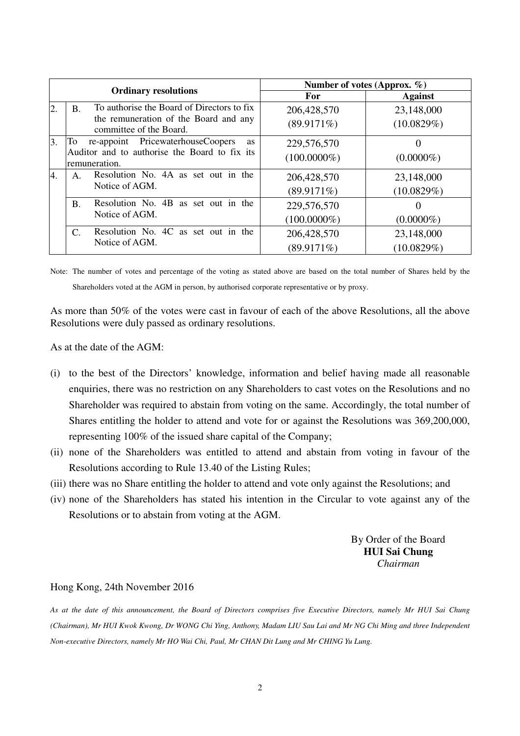| Ordinary resolutions | | | Number of votes (Approx. %) | |
|---|---|---|---|---|
| | | | For | Against |
| 2. | B. | To authorise the Board of Directors to fix the remuneration of the Board and any committee of the Board. | 206,428,570 (89.9171%) | 23,148,000 (10.0829%) |
| 3. | To re-appoint PricewaterhouseCoopers as Auditor and to authorise the Board to fix its remuneration. | | 229,576,570 (100.0000%) | 0 (0.0000%) |
| 4. | A. | Resolution No. 4A as set out in the Notice of AGM. | 206,428,570 (89.9171%) | 23,148,000 (10.0829%) |
| | B. | Resolution No. 4B as set out in the Notice of AGM. | 229,576,570 (100.0000%) | 0 (0.0000%) |
| | C. | Resolution No. 4C as set out in the Notice of AGM. | 206,428,570 (89.9171%) | 23,148,000 (10.0829%) |

Note: The number of votes and percentage of the voting as stated above are based on the total number of Shares held by the Shareholders voted at the AGM in person, by authorised corporate representative or by proxy.

As more than 50% of the votes were cast in favour of each of the above Resolutions, all the above Resolutions were duly passed as ordinary resolutions.

As at the date of the AGM:

(i) to the best of the Directors' knowledge, information and belief having made all reasonable enquiries, there was no restriction on any Shareholders to cast votes on the Resolutions and no Shareholder was required to abstain from voting on the same. Accordingly, the total number of Shares entitling the holder to attend and vote for or against the Resolutions was 369,200,000, representing 100% of the issued share capital of the Company;

(ii) none of the Shareholders was entitled to attend and abstain from voting in favour of the Resolutions according to Rule 13.40 of the Listing Rules;

(iii) there was no Share entitling the holder to attend and vote only against the Resolutions; and

(iv) none of the Shareholders has stated his intention in the Circular to vote against any of the Resolutions or to abstain from voting at the AGM.

By Order of the Board
**HUI Sai Chung**
*Chairman*

Hong Kong, 24th November 2016

*As at the date of this announcement, the Board of Directors comprises five Executive Directors, namely Mr HUI Sai Chung (Chairman), Mr HUI Kwok Kwong, Dr WONG Chi Ying, Anthony, Madam LIU Sau Lai and Mr NG Chi Ming and three Independent Non-executive Directors, namely Mr HO Wai Chi, Paul, Mr CHAN Dit Lung and Mr CHING Yu Lung.*